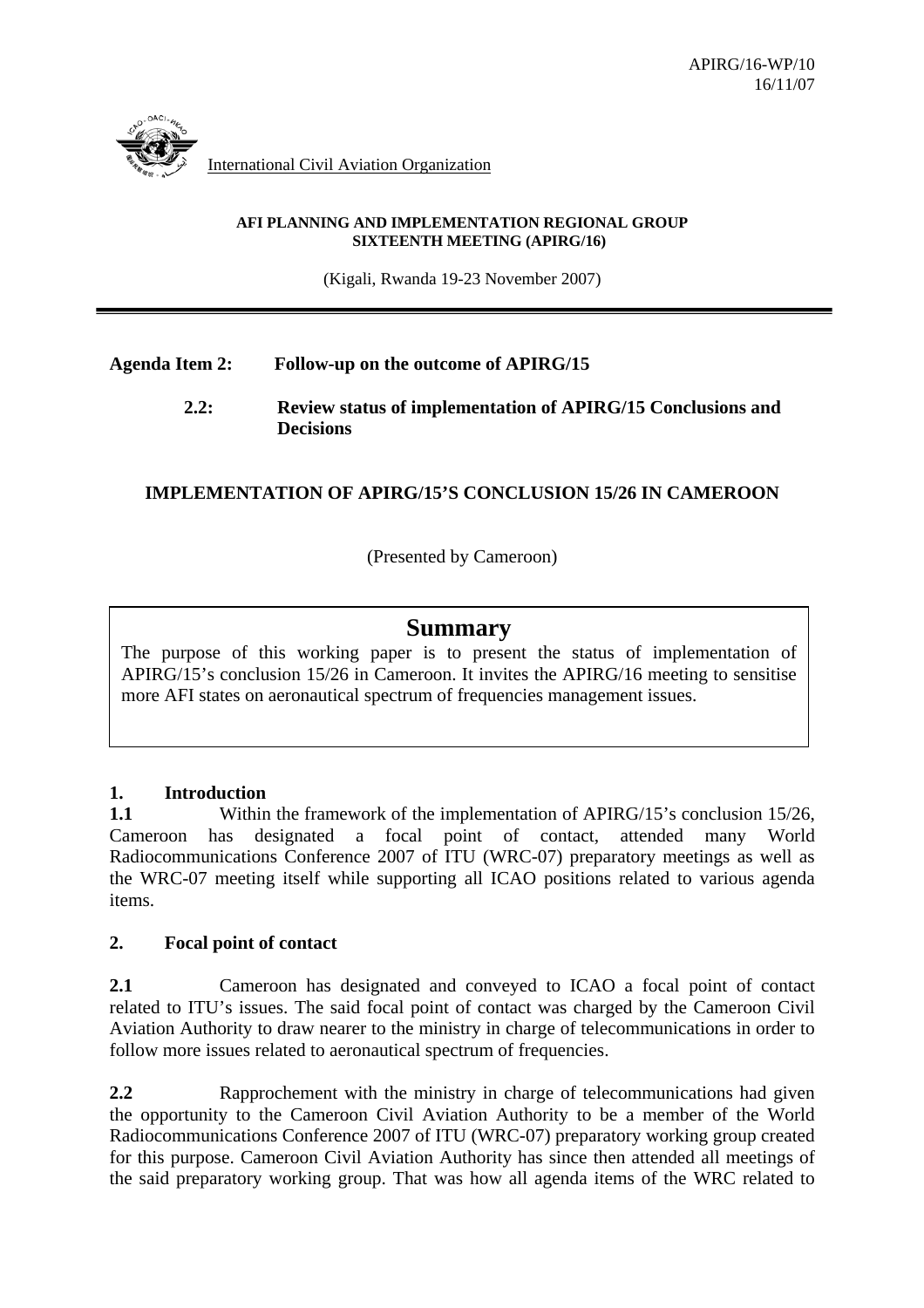APIRG/16-WP/10
16/11/07

International Civil Aviation Organization

**AFI PLANNING AND IMPLEMENTATION REGIONAL GROUP**
**SIXTEENTH MEETING (APIRG/16)**

(Kigali, Rwanda 19-23 November 2007)

---

**Agenda Item 2: Follow-up on the outcome of APIRG/15**

**2.2: Review status of implementation of APIRG/15 Conclusions and Decisions**

## IMPLEMENTATION OF APIRG/15'S CONCLUSION 15/26 IN CAMEROON

(Presented by Cameroon)

> ### Summary
> The purpose of this working paper is to present the status of implementation of APIRG/15's conclusion 15/26 in Cameroon. It invites the APIRG/16 meeting to sensitise more AFI states on aeronautical spectrum of frequencies management issues.

### 1. Introduction

**1.1** Within the framework of the implementation of APIRG/15's conclusion 15/26, Cameroon has designated a focal point of contact, attended many World Radiocommunications Conference 2007 of ITU (WRC-07) preparatory meetings as well as the WRC-07 meeting itself while supporting all ICAO positions related to various agenda items.

### 2. Focal point of contact

**2.1** Cameroon has designated and conveyed to ICAO a focal point of contact related to ITU's issues. The said focal point of contact was charged by the Cameroon Civil Aviation Authority to draw nearer to the ministry in charge of telecommunications in order to follow more issues related to aeronautical spectrum of frequencies.

**2.2** Rapprochement with the ministry in charge of telecommunications had given the opportunity to the Cameroon Civil Aviation Authority to be a member of the World Radiocommunications Conference 2007 of ITU (WRC-07) preparatory working group created for this purpose. Cameroon Civil Aviation Authority has since then attended all meetings of the said preparatory working group. That was how all agenda items of the WRC related to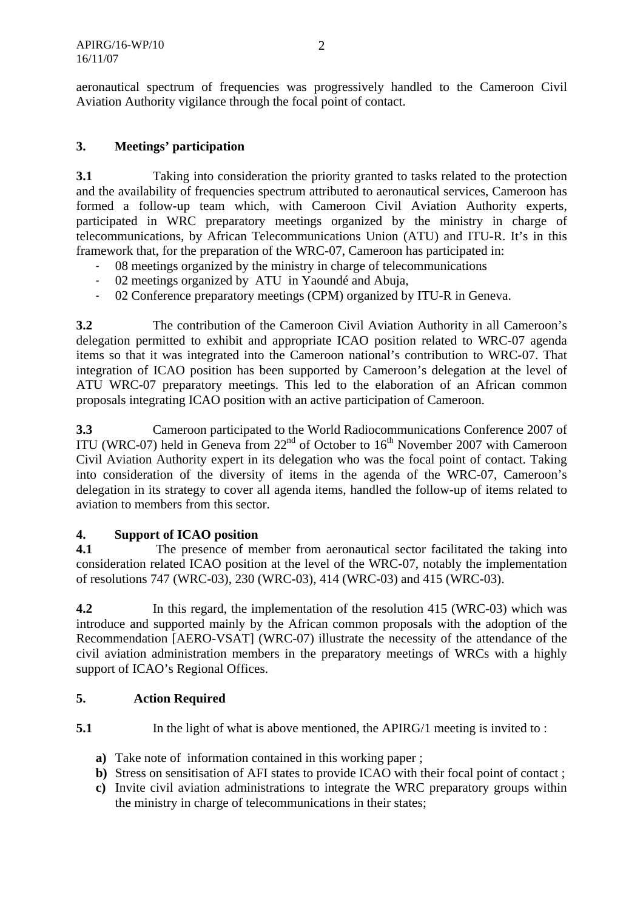aeronautical spectrum of frequencies was progressively handled to the Cameroon Civil Aviation Authority vigilance through the focal point of contact.

## 3. Meetings' participation

**3.1** Taking into consideration the priority granted to tasks related to the protection and the availability of frequencies spectrum attributed to aeronautical services, Cameroon has formed a follow-up team which, with Cameroon Civil Aviation Authority experts, participated in WRC preparatory meetings organized by the ministry in charge of telecommunications, by African Telecommunications Union (ATU) and ITU-R. It's in this framework that, for the preparation of the WRC-07, Cameroon has participated in:

- 08 meetings organized by the ministry in charge of telecommunications
- 02 meetings organized by ATU in Yaoundé and Abuja,
- 02 Conference preparatory meetings (CPM) organized by ITU-R in Geneva.

**3.2** The contribution of the Cameroon Civil Aviation Authority in all Cameroon's delegation permitted to exhibit and appropriate ICAO position related to WRC-07 agenda items so that it was integrated into the Cameroon national's contribution to WRC-07. That integration of ICAO position has been supported by Cameroon's delegation at the level of ATU WRC-07 preparatory meetings. This led to the elaboration of an African common proposals integrating ICAO position with an active participation of Cameroon.

**3.3** Cameroon participated to the World Radiocommunications Conference 2007 of ITU (WRC-07) held in Geneva from 22nd of October to 16th November 2007 with Cameroon Civil Aviation Authority expert in its delegation who was the focal point of contact. Taking into consideration of the diversity of items in the agenda of the WRC-07, Cameroon's delegation in its strategy to cover all agenda items, handled the follow-up of items related to aviation to members from this sector.

## 4. Support of ICAO position

**4.1** The presence of member from aeronautical sector facilitated the taking into consideration related ICAO position at the level of the WRC-07, notably the implementation of resolutions 747 (WRC-03), 230 (WRC-03), 414 (WRC-03) and 415 (WRC-03).

**4.2** In this regard, the implementation of the resolution 415 (WRC-03) which was introduce and supported mainly by the African common proposals with the adoption of the Recommendation [AERO-VSAT] (WRC-07) illustrate the necessity of the attendance of the civil aviation administration members in the preparatory meetings of WRCs with a highly support of ICAO's Regional Offices.

## 5. Action Required

**5.1** In the light of what is above mentioned, the APIRG/1 meeting is invited to :

**a)** Take note of information contained in this working paper ;
**b)** Stress on sensitisation of AFI states to provide ICAO with their focal point of contact ;
**c)** Invite civil aviation administrations to integrate the WRC preparatory groups within the ministry in charge of telecommunications in their states;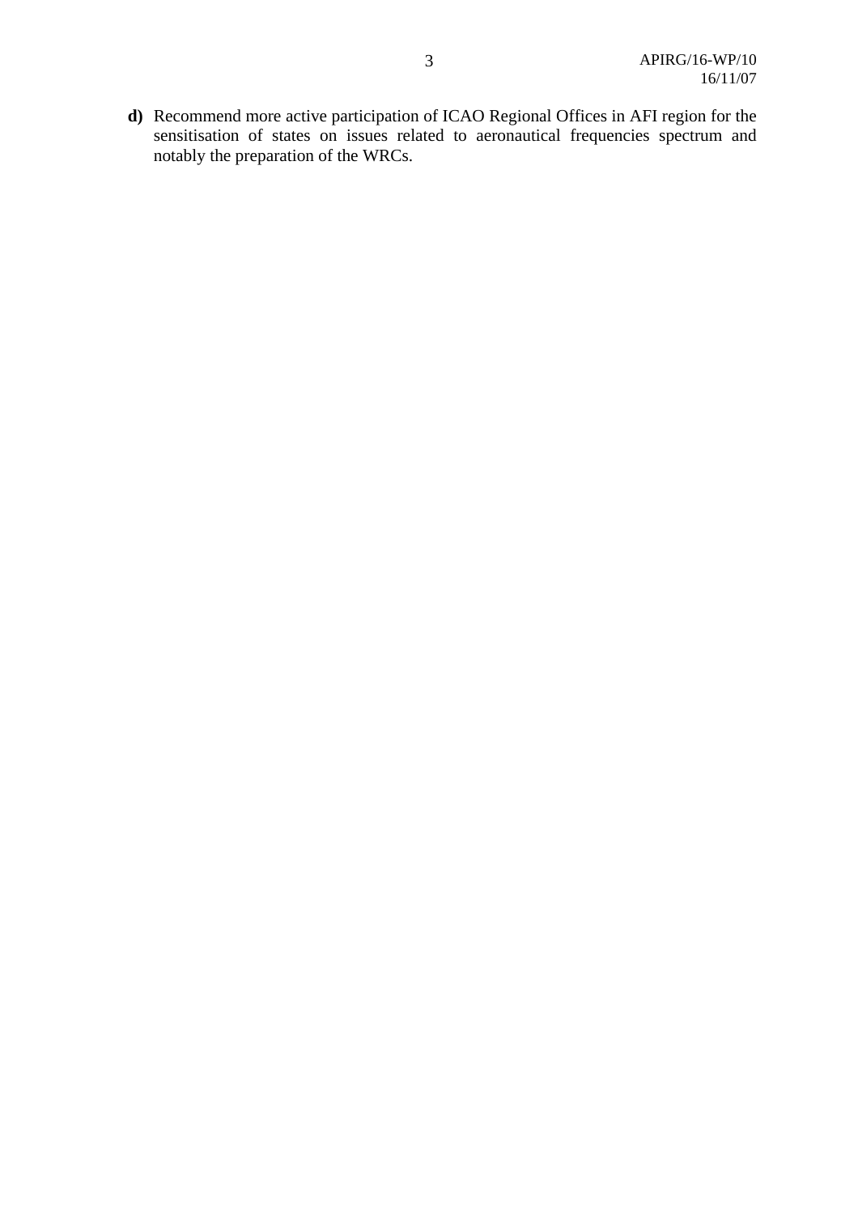**d)** Recommend more active participation of ICAO Regional Offices in AFI region for the sensitisation of states on issues related to aeronautical frequencies spectrum and notably the preparation of the WRCs.